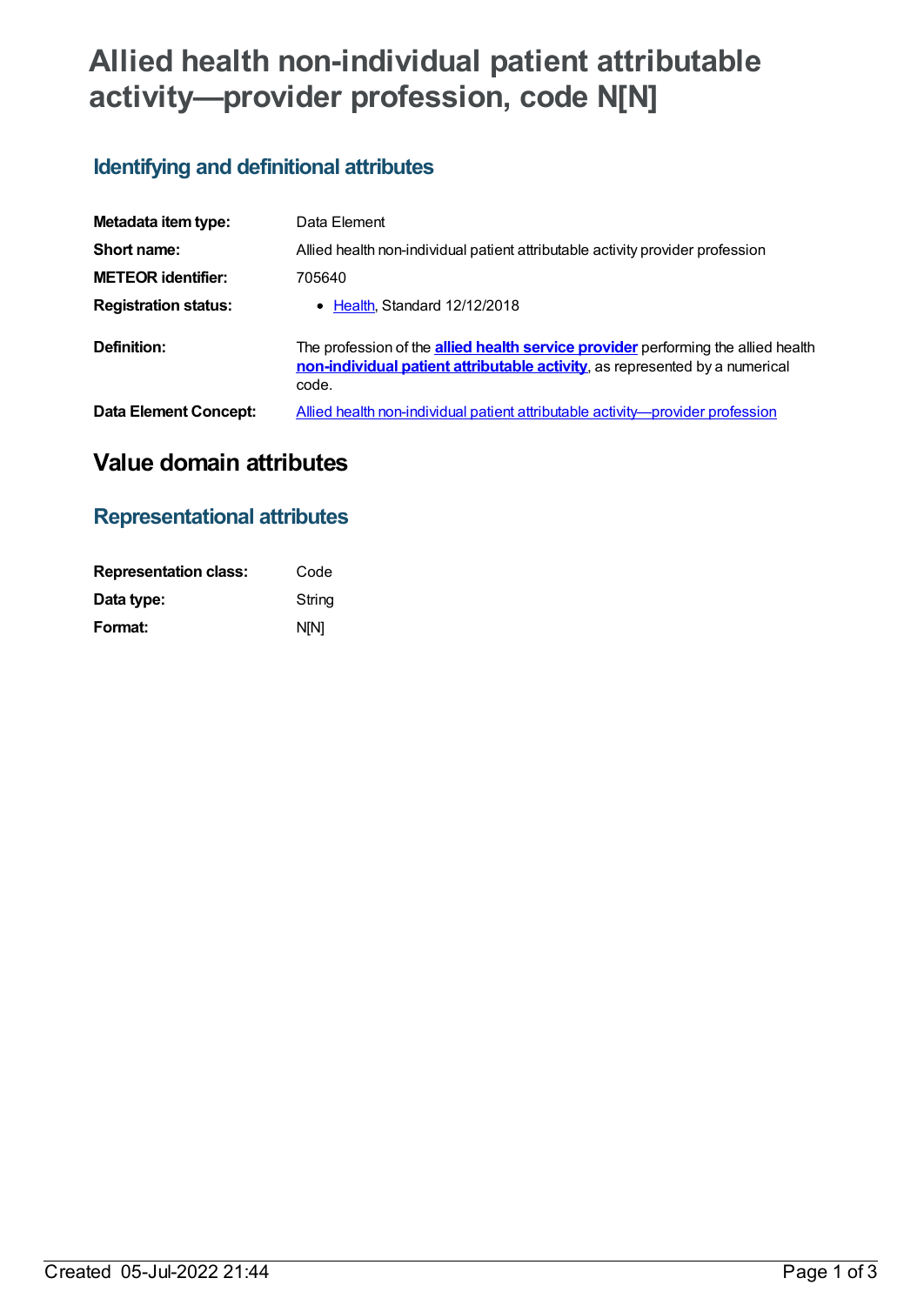# Allied health non-individual patient attributable activity—provider profession, code N[N]

## Identifying and definitional attributes

| | |
|---|---|
| **Metadata item type:** | Data Element |
| **Short name:** | Allied health non-individual patient attributable activity provider profession |
| **METEOR identifier:** | 705640 |
| **Registration status:** | • Health, Standard 12/12/2018 |
| **Definition:** | The profession of the **allied health service provider** performing the allied health **non-individual patient attributable activity**, as represented by a numerical code. |
| **Data Element Concept:** | Allied health non-individual patient attributable activity—provider profession |

# Value domain attributes

## Representational attributes

| | |
|---|---|
| **Representation class:** | Code |
| **Data type:** | String |
| **Format:** | N[N] |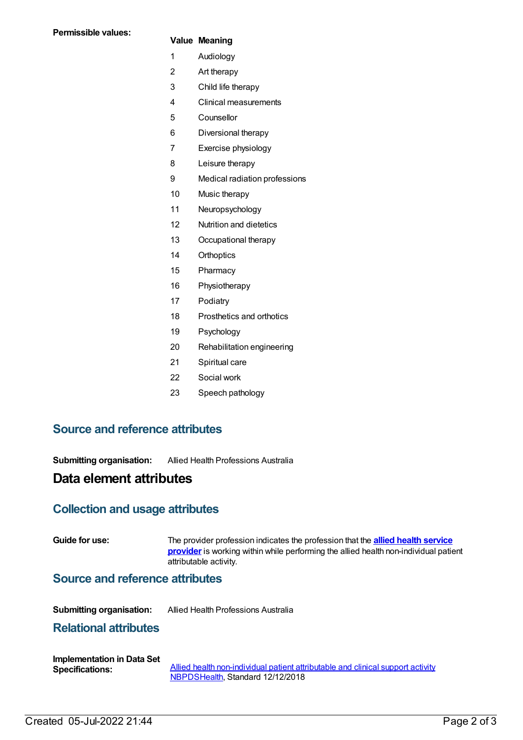**Permissible values:**

| Value | Meaning |
|---|---|
| 1 | Audiology |
| 2 | Art therapy |
| 3 | Child life therapy |
| 4 | Clinical measurements |
| 5 | Counsellor |
| 6 | Diversional therapy |
| 7 | Exercise physiology |
| 8 | Leisure therapy |
| 9 | Medical radiation professions |
| 10 | Music therapy |
| 11 | Neuropsychology |
| 12 | Nutrition and dietetics |
| 13 | Occupational therapy |
| 14 | Orthoptics |
| 15 | Pharmacy |
| 16 | Physiotherapy |
| 17 | Podiatry |
| 18 | Prosthetics and orthotics |
| 19 | Psychology |
| 20 | Rehabilitation engineering |
| 21 | Spiritual care |
| 22 | Social work |
| 23 | Speech pathology |

## Source and reference attributes

**Submitting organisation:** Allied Health Professions Australia

# Data element attributes

## Collection and usage attributes

**Guide for use:** The provider profession indicates the profession that the **allied health service provider** is working within while performing the allied health non-individual patient attributable activity.

## Source and reference attributes

**Submitting organisation:** Allied Health Professions Australia

## Relational attributes

**Implementation in Data Set Specifications:** Allied health non-individual patient attributable and clinical support activity NBPDSHealth, Standard 12/12/2018